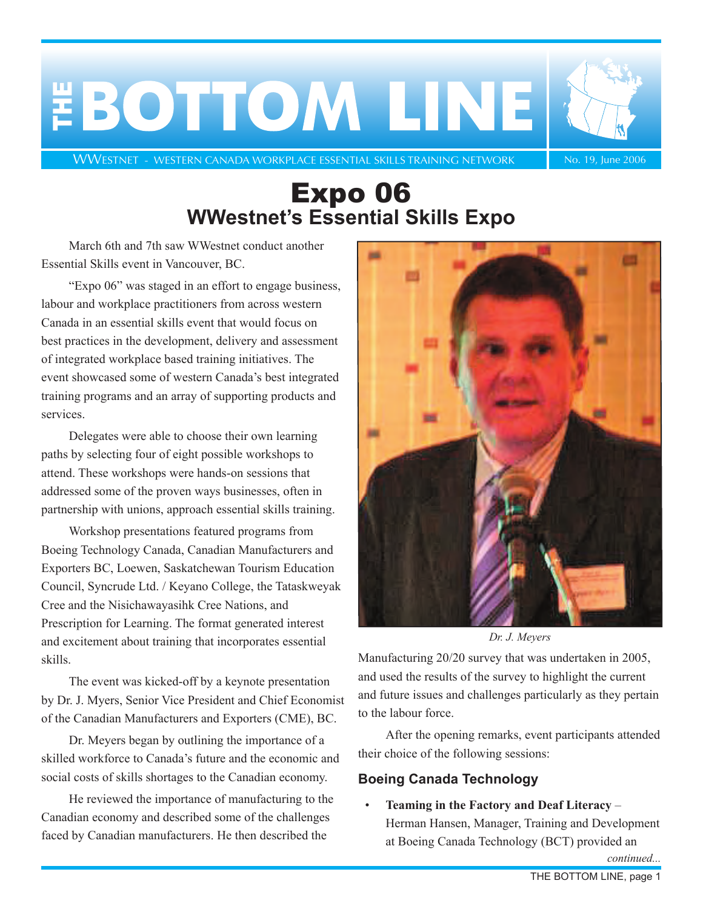# THE BOTTOM LINE

WWESTNET - WESTERN CANADA WORKPLACE ESSENTIAL SKILLS TRAINING NETWORK

No. 19, June 2006

## Expo 06
### WWestnet's Essential Skills Expo

March 6th and 7th saw WWestnet conduct another Essential Skills event in Vancouver, BC.

"Expo 06" was staged in an effort to engage business, labour and workplace practitioners from across western Canada in an essential skills event that would focus on best practices in the development, delivery and assessment of integrated workplace based training initiatives. The event showcased some of western Canada's best integrated training programs and an array of supporting products and services.

Delegates were able to choose their own learning paths by selecting four of eight possible workshops to attend. These workshops were hands-on sessions that addressed some of the proven ways businesses, often in partnership with unions, approach essential skills training.

Workshop presentations featured programs from Boeing Technology Canada, Canadian Manufacturers and Exporters BC, Loewen, Saskatchewan Tourism Education Council, Syncrude Ltd. / Keyano College, the Tataskweyak Cree and the Nisichawayasihk Cree Nations, and Prescription for Learning. The format generated interest and excitement about training that incorporates essential skills.

The event was kicked-off by a keynote presentation by Dr. J. Myers, Senior Vice President and Chief Economist of the Canadian Manufacturers and Exporters (CME), BC.

Dr. Meyers began by outlining the importance of a skilled workforce to Canada's future and the economic and social costs of skills shortages to the Canadian economy.

He reviewed the importance of manufacturing to the Canadian economy and described some of the challenges faced by Canadian manufacturers. He then described the Manufacturing 20/20 survey that was undertaken in 2005, and used the results of the survey to highlight the current and future issues and challenges particularly as they pertain to the labour force.

*Dr. J. Meyers*

After the opening remarks, event participants attended their choice of the following sessions:

### Boeing Canada Technology

- **Teaming in the Factory and Deaf Literacy** – Herman Hansen, Manager, Training and Development at Boeing Canada Technology (BCT) provided an

*continued...*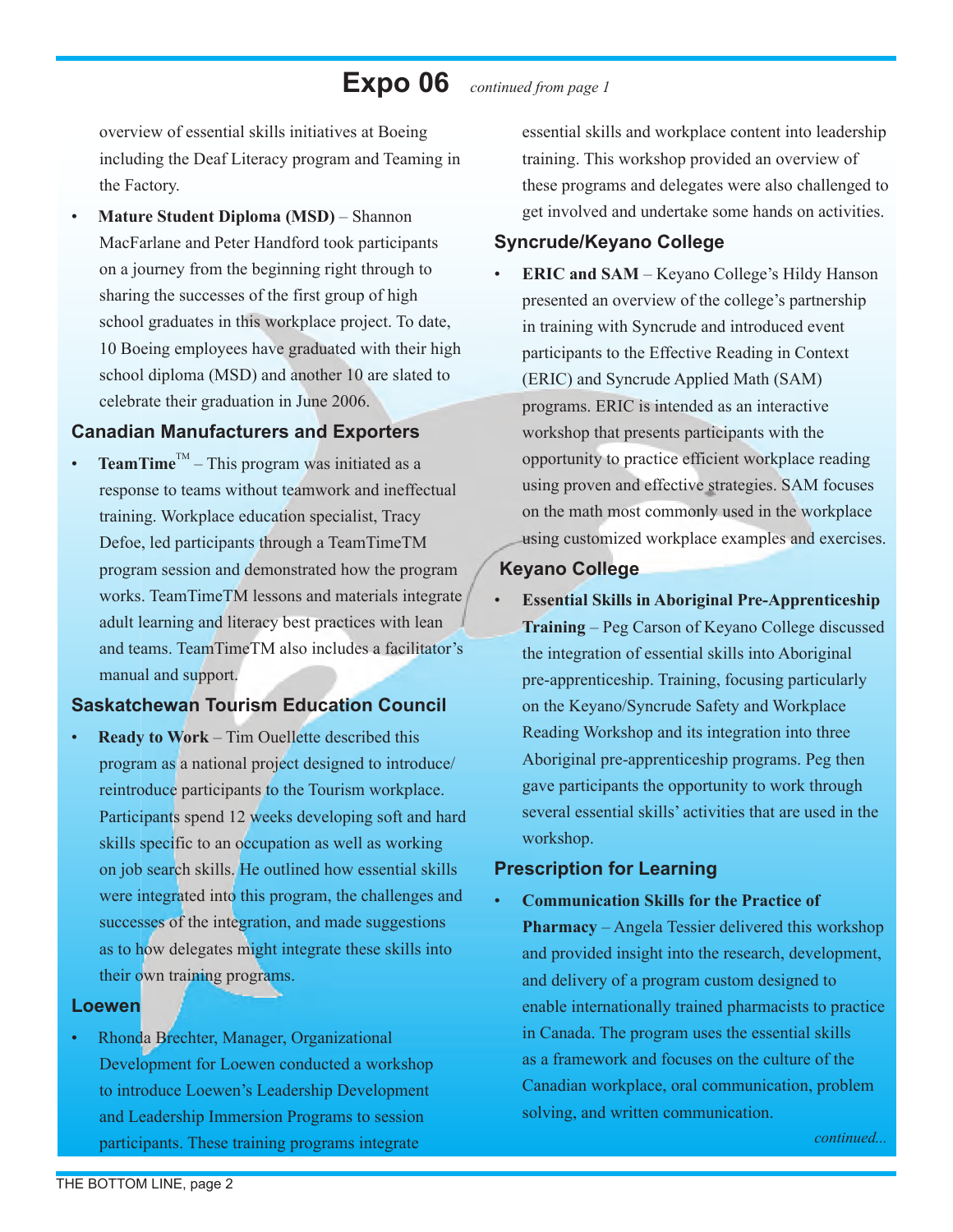# Expo 06 *continued from page 1*

overview of essential skills initiatives at Boeing including the Deaf Literacy program and Teaming in the Factory.

- **Mature Student Diploma (MSD)** – Shannon MacFarlane and Peter Handford took participants on a journey from the beginning right through to sharing the successes of the first group of high school graduates in this workplace project. To date, 10 Boeing employees have graduated with their high school diploma (MSD) and another 10 are slated to celebrate their graduation in June 2006.

## Canadian Manufacturers and Exporters

- **TeamTime**™ – This program was initiated as a response to teams without teamwork and ineffectual training. Workplace education specialist, Tracy Defoe, led participants through a TeamTimeTM program session and demonstrated how the program works. TeamTimeTM lessons and materials integrate adult learning and literacy best practices with lean and teams. TeamTimeTM also includes a facilitator's manual and support.

## Saskatchewan Tourism Education Council

- **Ready to Work** – Tim Ouellette described this program as a national project designed to introduce/reintroduce participants to the Tourism workplace. Participants spend 12 weeks developing soft and hard skills specific to an occupation as well as working on job search skills. He outlined how essential skills were integrated into this program, the challenges and successes of the integration, and made suggestions as to how delegates might integrate these skills into their own training programs.

## Loewen

- Rhonda Brechter, Manager, Organizational Development for Loewen conducted a workshop to introduce Loewen's Leadership Development and Leadership Immersion Programs to session participants. These training programs integrate essential skills and workplace content into leadership training. This workshop provided an overview of these programs and delegates were also challenged to get involved and undertake some hands on activities.

## Syncrude/Keyano College

- **ERIC and SAM** – Keyano College's Hildy Hanson presented an overview of the college's partnership in training with Syncrude and introduced event participants to the Effective Reading in Context (ERIC) and Syncrude Applied Math (SAM) programs. ERIC is intended as an interactive workshop that presents participants with the opportunity to practice efficient workplace reading using proven and effective strategies. SAM focuses on the math most commonly used in the workplace using customized workplace examples and exercises.

## Keyano College

- **Essential Skills in Aboriginal Pre-Apprenticeship Training** – Peg Carson of Keyano College discussed the integration of essential skills into Aboriginal pre-apprenticeship. Training, focusing particularly on the Keyano/Syncrude Safety and Workplace Reading Workshop and its integration into three Aboriginal pre-apprenticeship programs. Peg then gave participants the opportunity to work through several essential skills' activities that are used in the workshop.

## Prescription for Learning

- **Communication Skills for the Practice of Pharmacy** – Angela Tessier delivered this workshop and provided insight into the research, development, and delivery of a program custom designed to enable internationally trained pharmacists to practice in Canada. The program uses the essential skills as a framework and focuses on the culture of the Canadian workplace, oral communication, problem solving, and written communication.

*continued...*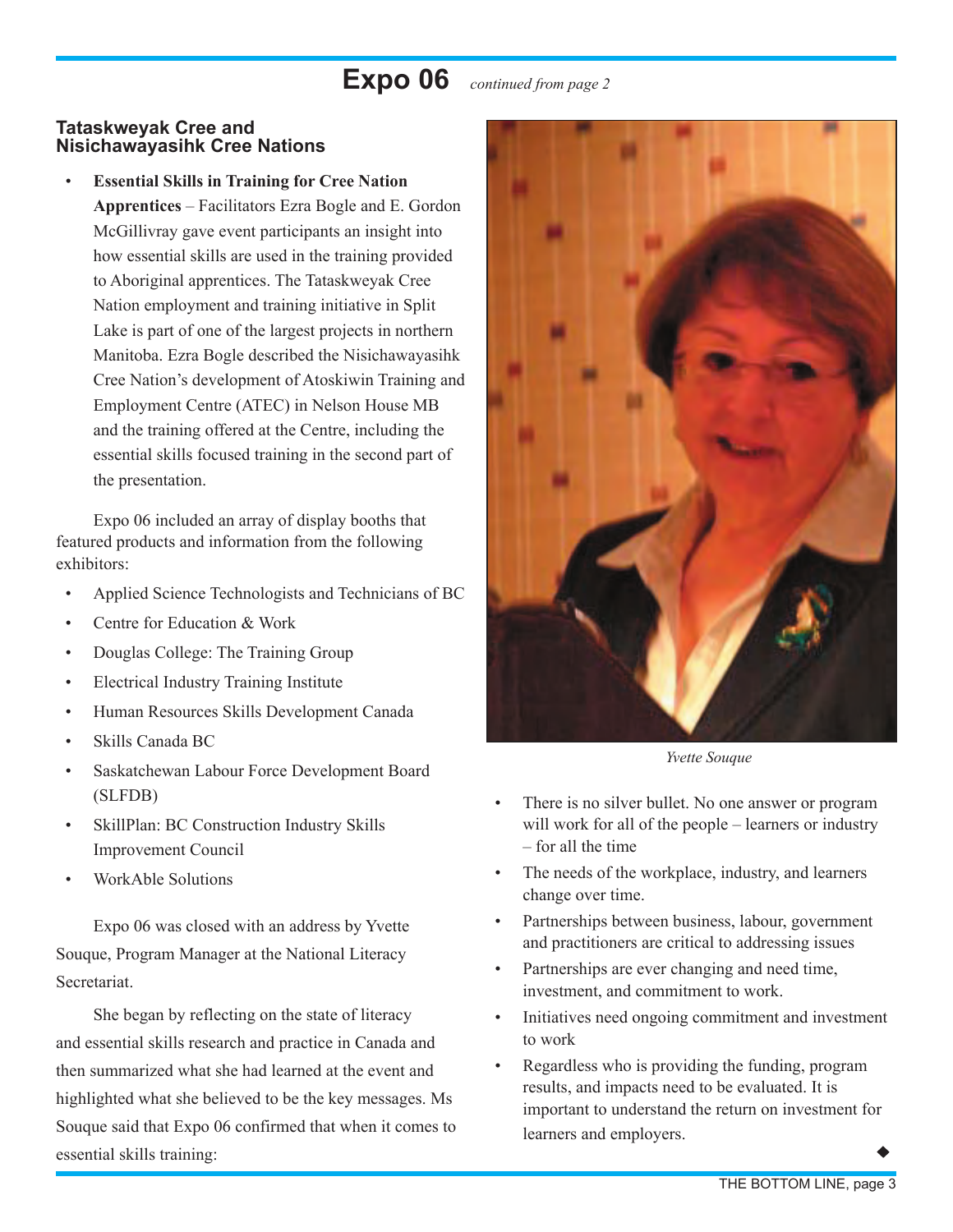# Expo 06 *continued from page 2*

### Tataskweyak Cree and Nisichawayasihk Cree Nations

- **Essential Skills in Training for Cree Nation Apprentices** – Facilitators Ezra Bogle and E. Gordon McGillivray gave event participants an insight into how essential skills are used in the training provided to Aboriginal apprentices. The Tataskweyak Cree Nation employment and training initiative in Split Lake is part of one of the largest projects in northern Manitoba. Ezra Bogle described the Nisichawayasihk Cree Nation's development of Atoskiwin Training and Employment Centre (ATEC) in Nelson House MB and the training offered at the Centre, including the essential skills focused training in the second part of the presentation.

Expo 06 included an array of display booths that featured products and information from the following exhibitors:

- Applied Science Technologists and Technicians of BC
- Centre for Education & Work
- Douglas College: The Training Group
- Electrical Industry Training Institute
- Human Resources Skills Development Canada
- Skills Canada BC
- Saskatchewan Labour Force Development Board (SLFDB)
- SkillPlan: BC Construction Industry Skills Improvement Council
- WorkAble Solutions

Expo 06 was closed with an address by Yvette Souque, Program Manager at the National Literacy Secretariat.

She began by reflecting on the state of literacy and essential skills research and practice in Canada and then summarized what she had learned at the event and highlighted what she believed to be the key messages. Ms Souque said that Expo 06 confirmed that when it comes to essential skills training:

*Yvette Souque*

- There is no silver bullet. No one answer or program will work for all of the people – learners or industry – for all the time
- The needs of the workplace, industry, and learners change over time.
- Partnerships between business, labour, government and practitioners are critical to addressing issues
- Partnerships are ever changing and need time, investment, and commitment to work.
- Initiatives need ongoing commitment and investment to work
- Regardless who is providing the funding, program results, and impacts need to be evaluated. It is important to understand the return on investment for learners and employers.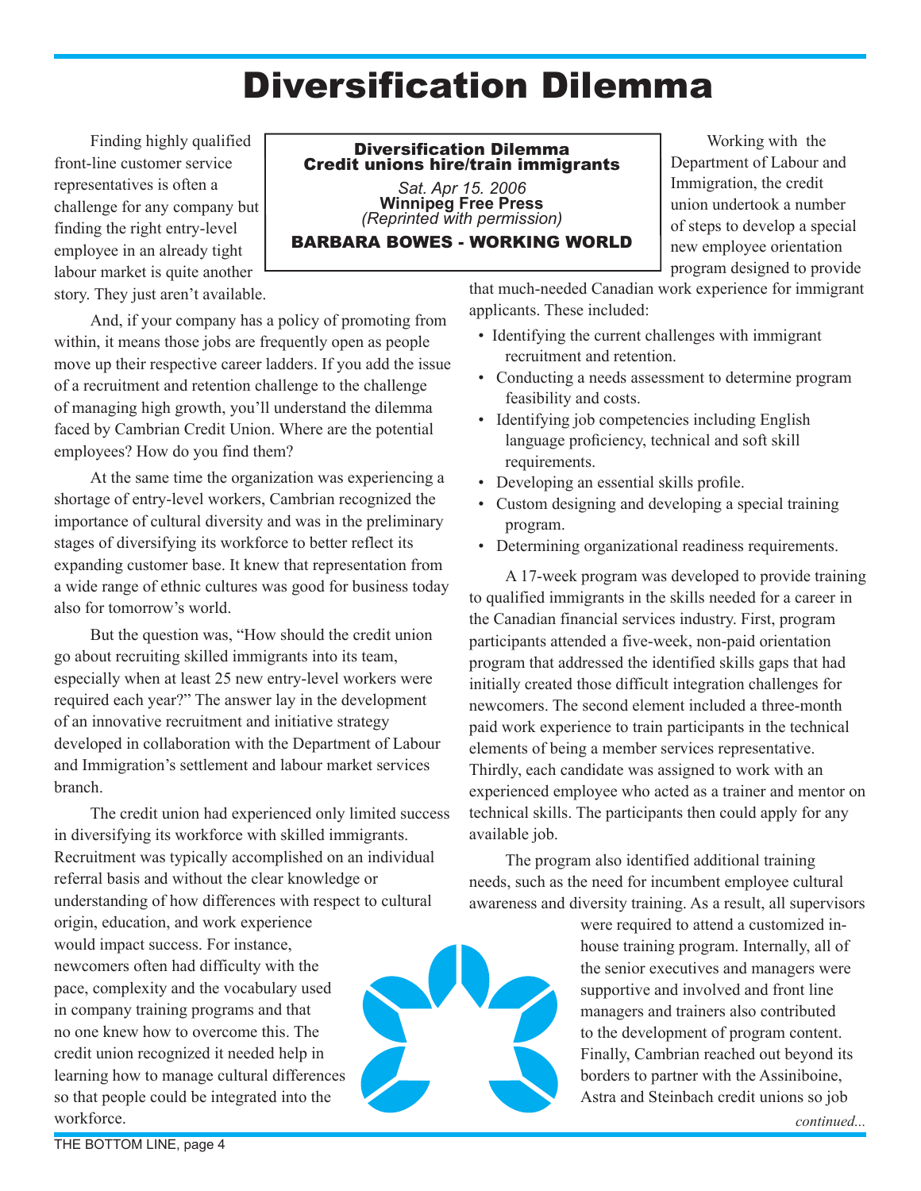# Diversification Dilemma

**Diversification Dilemma**
**Credit unions hire/train immigrants**

*Sat. Apr 15. 2006*
**Winnipeg Free Press**
*(Reprinted with permission)*

**BARBARA BOWES - WORKING WORLD**

Finding highly qualified front-line customer service representatives is often a challenge for any company but finding the right entry-level employee in an already tight labour market is quite another story. They just aren't available.

And, if your company has a policy of promoting from within, it means those jobs are frequently open as people move up their respective career ladders. If you add the issue of a recruitment and retention challenge to the challenge of managing high growth, you'll understand the dilemma faced by Cambrian Credit Union. Where are the potential employees? How do you find them?

At the same time the organization was experiencing a shortage of entry-level workers, Cambrian recognized the importance of cultural diversity and was in the preliminary stages of diversifying its workforce to better reflect its expanding customer base. It knew that representation from a wide range of ethnic cultures was good for business today also for tomorrow's world.

But the question was, "How should the credit union go about recruiting skilled immigrants into its team, especially when at least 25 new entry-level workers were required each year?" The answer lay in the development of an innovative recruitment and initiative strategy developed in collaboration with the Department of Labour and Immigration's settlement and labour market services branch.

The credit union had experienced only limited success in diversifying its workforce with skilled immigrants. Recruitment was typically accomplished on an individual referral basis and without the clear knowledge or understanding of how differences with respect to cultural origin, education, and work experience would impact success. For instance, newcomers often had difficulty with the pace, complexity and the vocabulary used in company training programs and that no one knew how to overcome this. The credit union recognized it needed help in learning how to manage cultural differences so that people could be integrated into the workforce.

Working with the Department of Labour and Immigration, the credit union undertook a number of steps to develop a special new employee orientation program designed to provide that much-needed Canadian work experience for immigrant applicants. These included:

- Identifying the current challenges with immigrant recruitment and retention.
- Conducting a needs assessment to determine program feasibility and costs.
- Identifying job competencies including English language proficiency, technical and soft skill requirements.
- Developing an essential skills profile.
- Custom designing and developing a special training program.
- Determining organizational readiness requirements.

A 17-week program was developed to provide training to qualified immigrants in the skills needed for a career in the Canadian financial services industry. First, program participants attended a five-week, non-paid orientation program that addressed the identified skills gaps that had initially created those difficult integration challenges for newcomers. The second element included a three-month paid work experience to train participants in the technical elements of being a member services representative. Thirdly, each candidate was assigned to work with an experienced employee who acted as a trainer and mentor on technical skills. The participants then could apply for any available job.

The program also identified additional training needs, such as the need for incumbent employee cultural awareness and diversity training. As a result, all supervisors were required to attend a customized in-house training program. Internally, all of the senior executives and managers were supportive and involved and front line managers and trainers also contributed to the development of program content. Finally, Cambrian reached out beyond its borders to partner with the Assiniboine, Astra and Steinbach credit unions so job

*continued...*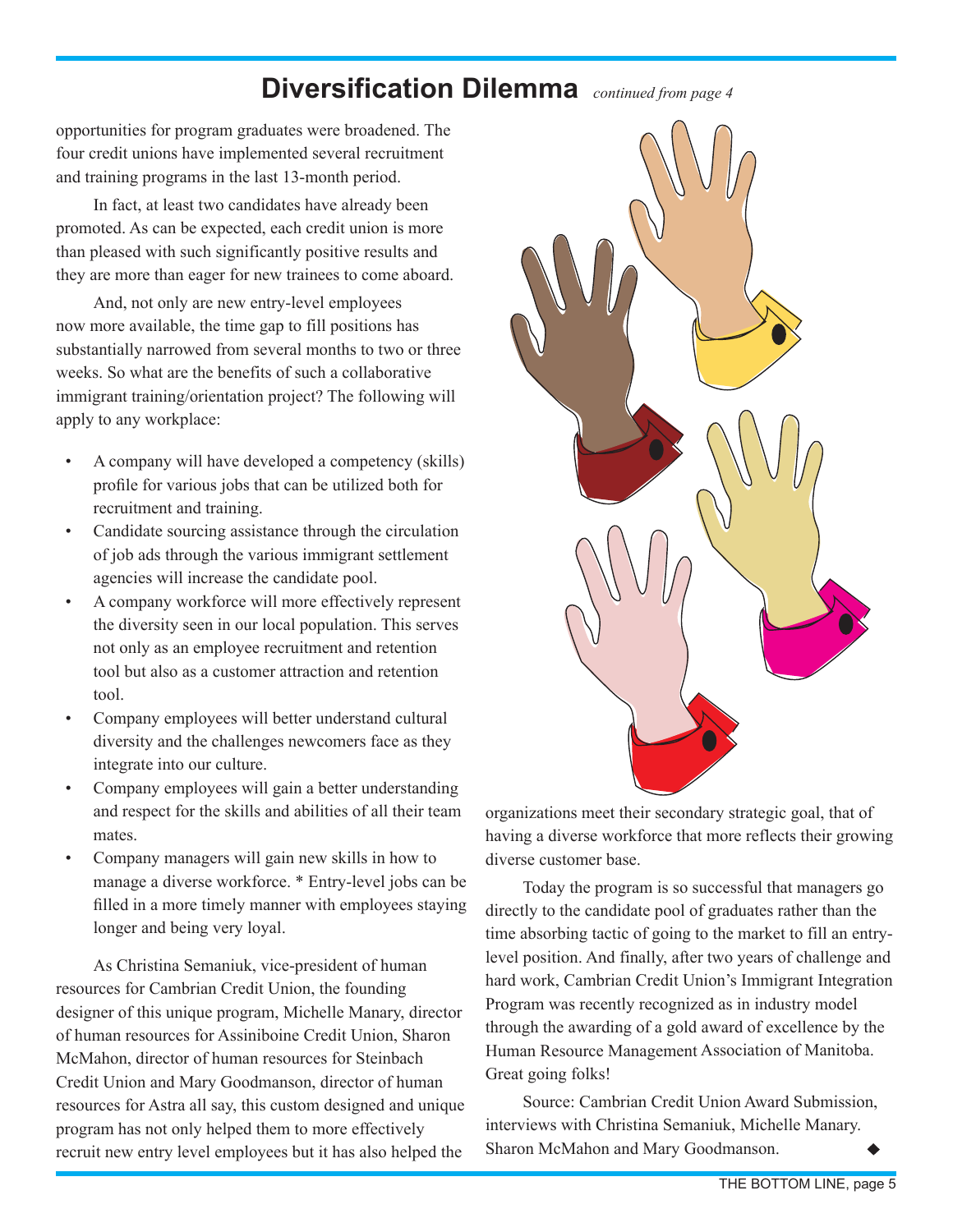## Diversification Dilemma *continued from page 4*

opportunities for program graduates were broadened. The four credit unions have implemented several recruitment and training programs in the last 13-month period.

In fact, at least two candidates have already been promoted. As can be expected, each credit union is more than pleased with such significantly positive results and they are more than eager for new trainees to come aboard.

And, not only are new entry-level employees now more available, the time gap to fill positions has substantially narrowed from several months to two or three weeks. So what are the benefits of such a collaborative immigrant training/orientation project? The following will apply to any workplace:

- A company will have developed a competency (skills) profile for various jobs that can be utilized both for recruitment and training.
- Candidate sourcing assistance through the circulation of job ads through the various immigrant settlement agencies will increase the candidate pool.
- A company workforce will more effectively represent the diversity seen in our local population. This serves not only as an employee recruitment and retention tool but also as a customer attraction and retention tool.
- Company employees will better understand cultural diversity and the challenges newcomers face as they integrate into our culture.
- Company employees will gain a better understanding and respect for the skills and abilities of all their team mates.
- Company managers will gain new skills in how to manage a diverse workforce. * Entry-level jobs can be filled in a more timely manner with employees staying longer and being very loyal.

As Christina Semaniuk, vice-president of human resources for Cambrian Credit Union, the founding designer of this unique program, Michelle Manary, director of human resources for Assiniboine Credit Union, Sharon McMahon, director of human resources for Steinbach Credit Union and Mary Goodmanson, director of human resources for Astra all say, this custom designed and unique program has not only helped them to more effectively recruit new entry level employees but it has also helped the organizations meet their secondary strategic goal, that of having a diverse workforce that more reflects their growing diverse customer base.

Today the program is so successful that managers go directly to the candidate pool of graduates rather than the time absorbing tactic of going to the market to fill an entry-level position. And finally, after two years of challenge and hard work, Cambrian Credit Union's Immigrant Integration Program was recently recognized as in industry model through the awarding of a gold award of excellence by the Human Resource Management Association of Manitoba. Great going folks!

Source: Cambrian Credit Union Award Submission, interviews with Christina Semaniuk, Michelle Manary. Sharon McMahon and Mary Goodmanson. ◆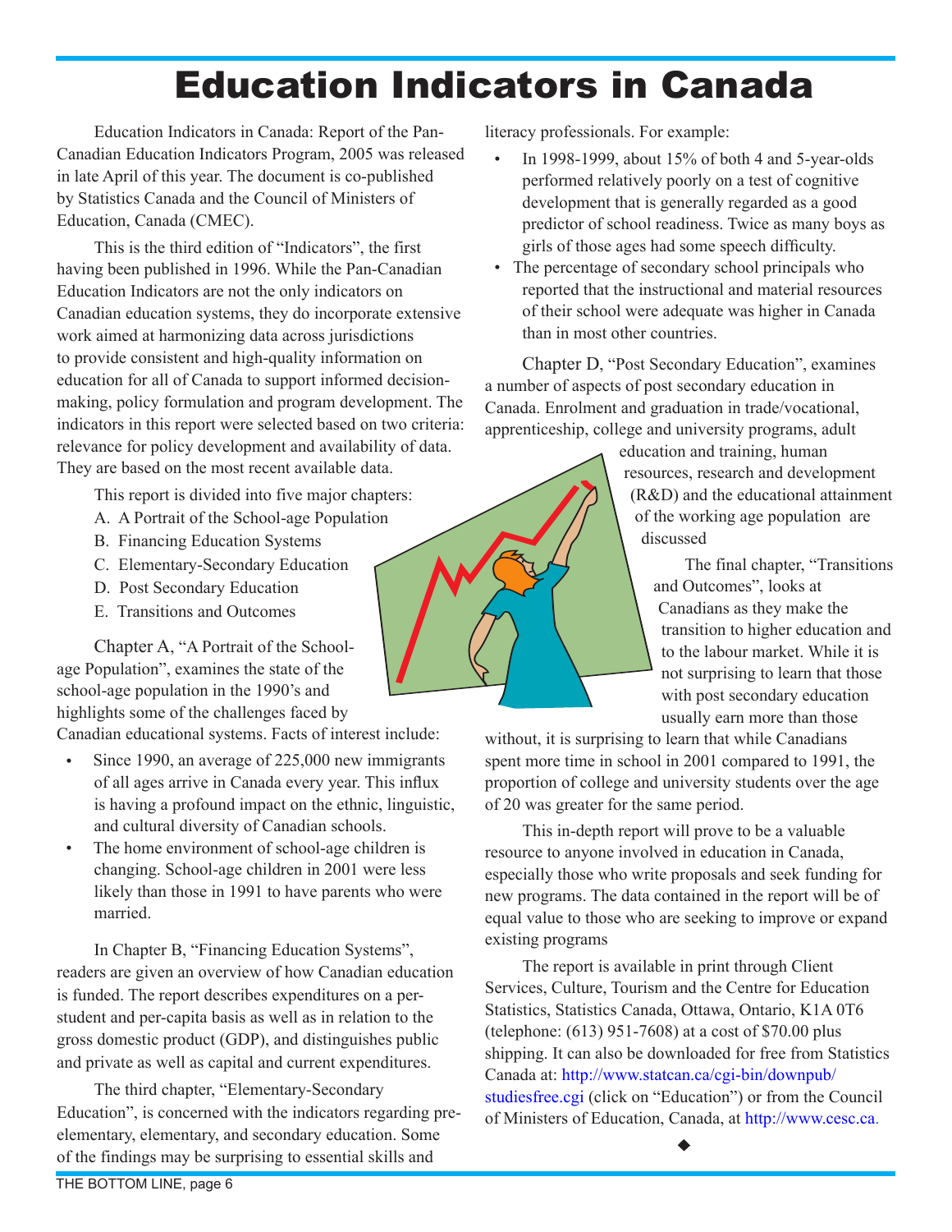# Education Indicators in Canada

Education Indicators in Canada: Report of the Pan-Canadian Education Indicators Program, 2005 was released in late April of this year. The document is co-published by Statistics Canada and the Council of Ministers of Education, Canada (CMEC).

This is the third edition of "Indicators", the first having been published in 1996. While the Pan-Canadian Education Indicators are not the only indicators on Canadian education systems, they do incorporate extensive work aimed at harmonizing data across jurisdictions to provide consistent and high-quality information on education for all of Canada to support informed decision-making, policy formulation and program development. The indicators in this report were selected based on two criteria: relevance for policy development and availability of data. They are based on the most recent available data.

This report is divided into five major chapters:

A. A Portrait of the School-age Population
B. Financing Education Systems
C. Elementary-Secondary Education
D. Post Secondary Education
E. Transitions and Outcomes

Chapter A, "A Portrait of the School-age Population", examines the state of the school-age population in the 1990's and highlights some of the challenges faced by Canadian educational systems. Facts of interest include:

- Since 1990, an average of 225,000 new immigrants of all ages arrive in Canada every year. This influx is having a profound impact on the ethnic, linguistic, and cultural diversity of Canadian schools.
- The home environment of school-age children is changing. School-age children in 2001 were less likely than those in 1991 to have parents who were married.

In Chapter B, "Financing Education Systems", readers are given an overview of how Canadian education is funded. The report describes expenditures on a per-student and per-capita basis as well as in relation to the gross domestic product (GDP), and distinguishes public and private as well as capital and current expenditures.

The third chapter, "Elementary-Secondary Education", is concerned with the indicators regarding pre-elementary, elementary, and secondary education. Some of the findings may be surprising to essential skills and literacy professionals. For example:

- In 1998-1999, about 15% of both 4 and 5-year-olds performed relatively poorly on a test of cognitive development that is generally regarded as a good predictor of school readiness. Twice as many boys as girls of those ages had some speech difficulty.
- The percentage of secondary school principals who reported that the instructional and material resources of their school were adequate was higher in Canada than in most other countries.

Chapter D, "Post Secondary Education", examines a number of aspects of post secondary education in Canada. Enrolment and graduation in trade/vocational, apprenticeship, college and university programs, adult education and training, human resources, research and development (R&D) and the educational attainment of the working age population are discussed

The final chapter, "Transitions and Outcomes", looks at Canadians as they make the transition to higher education and to the labour market. While it is not surprising to learn that those with post secondary education usually earn more than those without, it is surprising to learn that while Canadians spent more time in school in 2001 compared to 1991, the proportion of college and university students over the age of 20 was greater for the same period.

This in-depth report will prove to be a valuable resource to anyone involved in education in Canada, especially those who write proposals and seek funding for new programs. The data contained in the report will be of equal value to those who are seeking to improve or expand existing programs

The report is available in print through Client Services, Culture, Tourism and the Centre for Education Statistics, Statistics Canada, Ottawa, Ontario, K1A 0T6 (telephone: (613) 951-7608) at a cost of $70.00 plus shipping. It can also be downloaded for free from Statistics Canada at: http://www.statcan.ca/cgi-bin/downpub/studiesfree.cgi (click on "Education") or from the Council of Ministers of Education, Canada, at http://www.cesc.ca.

◆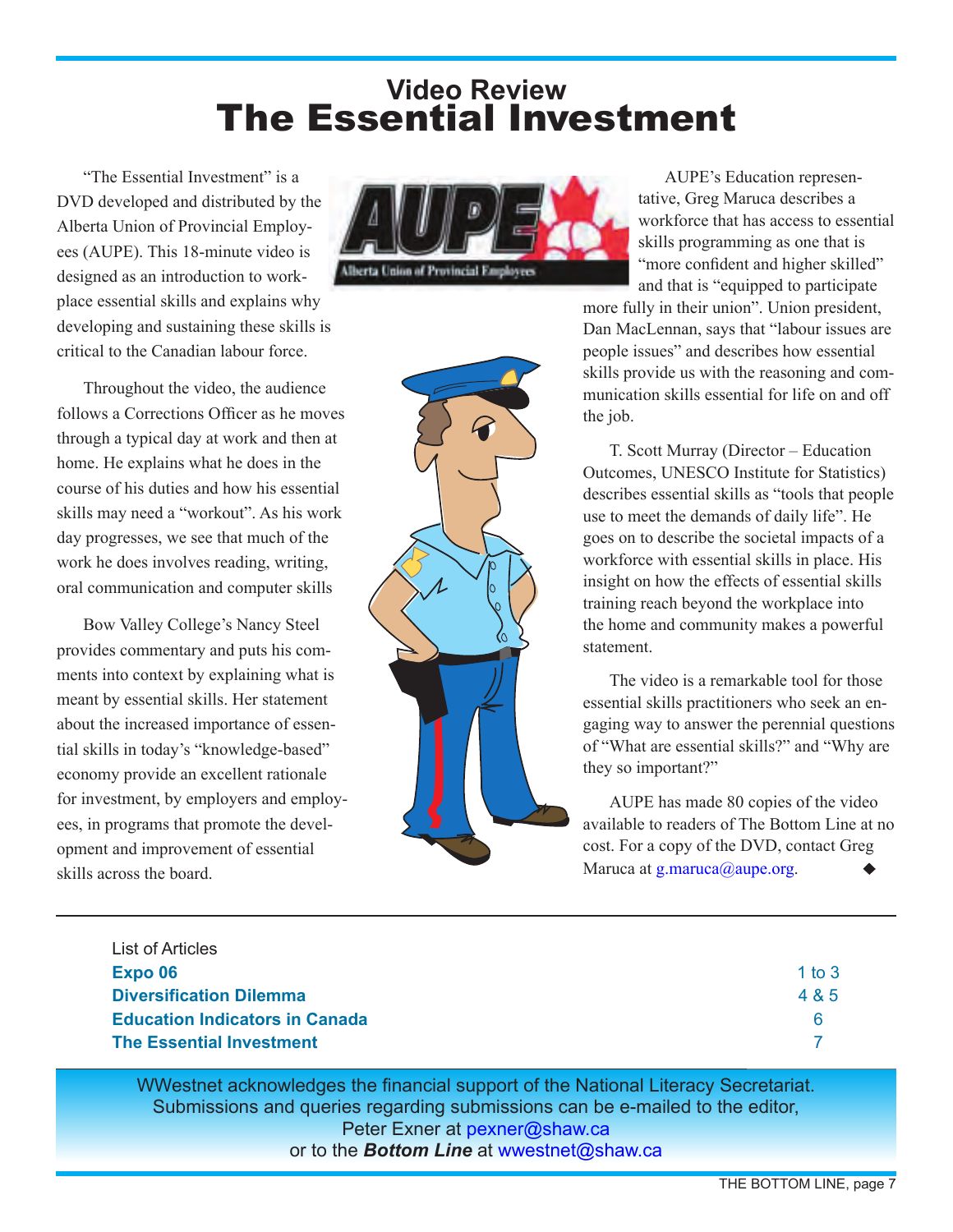## Video Review

# The Essential Investment

"The Essential Investment" is a DVD developed and distributed by the Alberta Union of Provincial Employees (AUPE). This 18-minute video is designed as an introduction to workplace essential skills and explains why developing and sustaining these skills is critical to the Canadian labour force.

Throughout the video, the audience follows a Corrections Officer as he moves through a typical day at work and then at home. He explains what he does in the course of his duties and how his essential skills may need a "workout". As his work day progresses, we see that much of the work he does involves reading, writing, oral communication and computer skills

Bow Valley College's Nancy Steel provides commentary and puts his comments into context by explaining what is meant by essential skills. Her statement about the increased importance of essential skills in today's "knowledge-based" economy provide an excellent rationale for investment, by employers and employees, in programs that promote the development and improvement of essential skills across the board.

AUPE's Education representative, Greg Maruca describes a workforce that has access to essential skills programming as one that is "more confident and higher skilled" and that is "equipped to participate more fully in their union". Union president, Dan MacLennan, says that "labour issues are people issues" and describes how essential skills provide us with the reasoning and communication skills essential for life on and off the job.

T. Scott Murray (Director – Education Outcomes, UNESCO Institute for Statistics) describes essential skills as "tools that people use to meet the demands of daily life". He goes on to describe the societal impacts of a workforce with essential skills in place. His insight on how the effects of essential skills training reach beyond the workplace into the home and community makes a powerful statement.

The video is a remarkable tool for those essential skills practitioners who seek an engaging way to answer the perennial questions of "What are essential skills?" and "Why are they so important?"

AUPE has made 80 copies of the video available to readers of The Bottom Line at no cost. For a copy of the DVD, contact Greg Maruca at g.maruca@aupe.org. ◆

---

List of Articles

| | |
|---|---|
| **Expo 06** | 1 to 3 |
| **Diversification Dilemma** | 4 & 5 |
| **Education Indicators in Canada** | 6 |
| **The Essential Investment** | 7 |

WWestnet acknowledges the financial support of the National Literacy Secretariat. Submissions and queries regarding submissions can be e-mailed to the editor, Peter Exner at pexner@shaw.ca or to the ***Bottom Line*** at wwestnet@shaw.ca